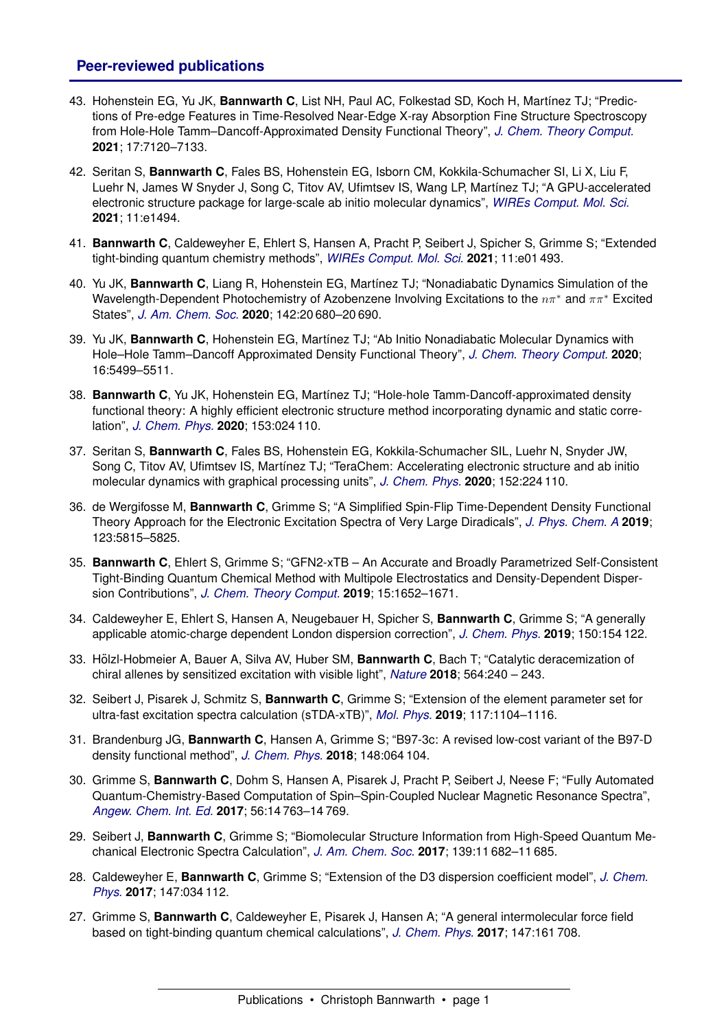## Peer-reviewed publications

43. Hohenstein EG, Yu JK, **Bannwarth C**, List NH, Paul AC, Folkestad SD, Koch H, Martínez TJ; "Predictions of Pre-edge Features in Time-Resolved Near-Edge X-ray Absorption Fine Structure Spectroscopy from Hole-Hole Tamm–Dancoff-Approximated Density Functional Theory", *J. Chem. Theory Comput.* **2021**; 17:7120–7133.

42. Seritan S, **Bannwarth C**, Fales BS, Hohenstein EG, Isborn CM, Kokkila-Schumacher SI, Li X, Liu F, Luehr N, James W Snyder J, Song C, Titov AV, Ufimtsev IS, Wang LP, Martínez TJ; "A GPU-accelerated electronic structure package for large-scale ab initio molecular dynamics", *WIREs Comput. Mol. Sci.* **2021**; 11:e1494.

41. **Bannwarth C**, Caldeweyher E, Ehlert S, Hansen A, Pracht P, Seibert J, Spicher S, Grimme S; "Extended tight-binding quantum chemistry methods", *WIREs Comput. Mol. Sci.* **2021**; 11:e01 493.

40. Yu JK, **Bannwarth C**, Liang R, Hohenstein EG, Martínez TJ; "Nonadiabatic Dynamics Simulation of the Wavelength-Dependent Photochemistry of Azobenzene Involving Excitations to the $n\pi^*$ and $\pi\pi^*$ Excited States", *J. Am. Chem. Soc.* **2020**; 142:20 680–20 690.

39. Yu JK, **Bannwarth C**, Hohenstein EG, Martínez TJ; "Ab Initio Nonadiabatic Molecular Dynamics with Hole–Hole Tamm–Dancoff Approximated Density Functional Theory", *J. Chem. Theory Comput.* **2020**; 16:5499–5511.

38. **Bannwarth C**, Yu JK, Hohenstein EG, Martínez TJ; "Hole-hole Tamm-Dancoff-approximated density functional theory: A highly efficient electronic structure method incorporating dynamic and static correlation", *J. Chem. Phys.* **2020**; 153:024 110.

37. Seritan S, **Bannwarth C**, Fales BS, Hohenstein EG, Kokkila-Schumacher SIL, Luehr N, Snyder JW, Song C, Titov AV, Ufimtsev IS, Martínez TJ; "TeraChem: Accelerating electronic structure and ab initio molecular dynamics with graphical processing units", *J. Chem. Phys.* **2020**; 152:224 110.

36. de Wergifosse M, **Bannwarth C**, Grimme S; "A Simplified Spin-Flip Time-Dependent Density Functional Theory Approach for the Electronic Excitation Spectra of Very Large Diradicals", *J. Phys. Chem. A* **2019**; 123:5815–5825.

35. **Bannwarth C**, Ehlert S, Grimme S; "GFN2-xTB – An Accurate and Broadly Parametrized Self-Consistent Tight-Binding Quantum Chemical Method with Multipole Electrostatics and Density-Dependent Dispersion Contributions", *J. Chem. Theory Comput.* **2019**; 15:1652–1671.

34. Caldeweyher E, Ehlert S, Hansen A, Neugebauer H, Spicher S, **Bannwarth C**, Grimme S; "A generally applicable atomic-charge dependent London dispersion correction", *J. Chem. Phys.* **2019**; 150:154 122.

33. Hölzl-Hobmeier A, Bauer A, Silva AV, Huber SM, **Bannwarth C**, Bach T; "Catalytic deracemization of chiral allenes by sensitized excitation with visible light", *Nature* **2018**; 564:240 – 243.

32. Seibert J, Pisarek J, Schmitz S, **Bannwarth C**, Grimme S; "Extension of the element parameter set for ultra-fast excitation spectra calculation (sTDA-xTB)", *Mol. Phys.* **2019**; 117:1104–1116.

31. Brandenburg JG, **Bannwarth C**, Hansen A, Grimme S; "B97-3c: A revised low-cost variant of the B97-D density functional method", *J. Chem. Phys.* **2018**; 148:064 104.

30. Grimme S, **Bannwarth C**, Dohm S, Hansen A, Pisarek J, Pracht P, Seibert J, Neese F; "Fully Automated Quantum-Chemistry-Based Computation of Spin–Spin-Coupled Nuclear Magnetic Resonance Spectra", *Angew. Chem. Int. Ed.* **2017**; 56:14 763–14 769.

29. Seibert J, **Bannwarth C**, Grimme S; "Biomolecular Structure Information from High-Speed Quantum Mechanical Electronic Spectra Calculation", *J. Am. Chem. Soc.* **2017**; 139:11 682–11 685.

28. Caldeweyher E, **Bannwarth C**, Grimme S; "Extension of the D3 dispersion coefficient model", *J. Chem. Phys.* **2017**; 147:034 112.

27. Grimme S, **Bannwarth C**, Caldeweyher E, Pisarek J, Hansen A; "A general intermolecular force field based on tight-binding quantum chemical calculations", *J. Chem. Phys.* **2017**; 147:161 708.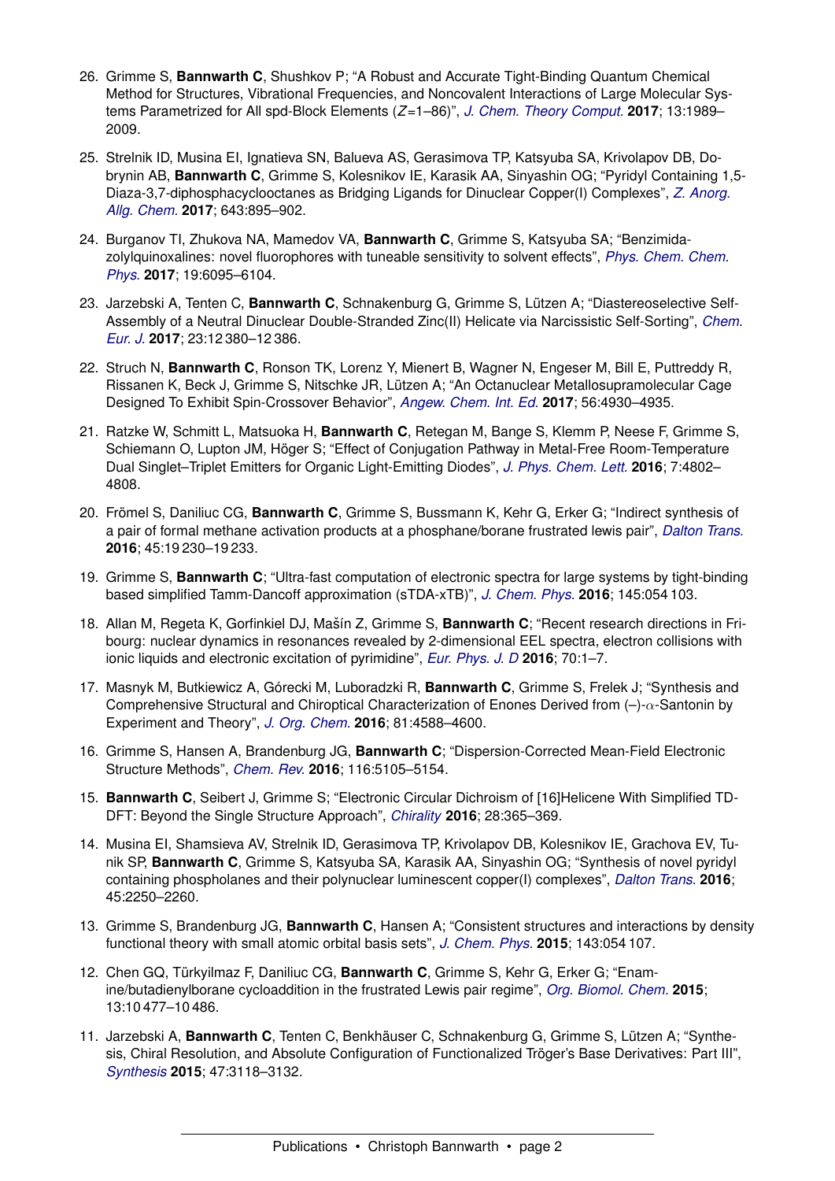26. Grimme S, **Bannwarth C**, Shushkov P; "A Robust and Accurate Tight-Binding Quantum Chemical Method for Structures, Vibrational Frequencies, and Noncovalent Interactions of Large Molecular Systems Parametrized for All spd-Block Elements ($Z$=1–86)", *J. Chem. Theory Comput.* **2017**; 13:1989–2009.

25. Strelnik ID, Musina EI, Ignatieva SN, Balueva AS, Gerasimova TP, Katsyuba SA, Krivolapov DB, Dobrynin AB, **Bannwarth C**, Grimme S, Kolesnikov IE, Karasik AA, Sinyashin OG; "Pyridyl Containing 1,5-Diaza-3,7-diphosphacyclooctanes as Bridging Ligands for Dinuclear Copper(I) Complexes", *Z. Anorg. Allg. Chem.* **2017**; 643:895–902.

24. Burganov TI, Zhukova NA, Mamedov VA, **Bannwarth C**, Grimme S, Katsyuba SA; "Benzimidazolylquinoxalines: novel fluorophores with tuneable sensitivity to solvent effects", *Phys. Chem. Chem. Phys.* **2017**; 19:6095–6104.

23. Jarzebski A, Tenten C, **Bannwarth C**, Schnakenburg G, Grimme S, Lützen A; "Diastereoselective Self-Assembly of a Neutral Dinuclear Double-Stranded Zinc(II) Helicate via Narcissistic Self-Sorting", *Chem. Eur. J.* **2017**; 23:12 380–12 386.

22. Struch N, **Bannwarth C**, Ronson TK, Lorenz Y, Mienert B, Wagner N, Engeser M, Bill E, Puttreddy R, Rissanen K, Beck J, Grimme S, Nitschke JR, Lützen A; "An Octanuclear Metallosupramolecular Cage Designed To Exhibit Spin-Crossover Behavior", *Angew. Chem. Int. Ed.* **2017**; 56:4930–4935.

21. Ratzke W, Schmitt L, Matsuoka H, **Bannwarth C**, Retegan M, Bange S, Klemm P, Neese F, Grimme S, Schiemann O, Lupton JM, Höger S; "Effect of Conjugation Pathway in Metal-Free Room-Temperature Dual Singlet–Triplet Emitters for Organic Light-Emitting Diodes", *J. Phys. Chem. Lett.* **2016**; 7:4802–4808.

20. Frömel S, Daniliuc CG, **Bannwarth C**, Grimme S, Bussmann K, Kehr G, Erker G; "Indirect synthesis of a pair of formal methane activation products at a phosphane/borane frustrated lewis pair", *Dalton Trans.* **2016**; 45:19 230–19 233.

19. Grimme S, **Bannwarth C**; "Ultra-fast computation of electronic spectra for large systems by tight-binding based simplified Tamm-Dancoff approximation (sTDA-xTB)", *J. Chem. Phys.* **2016**; 145:054 103.

18. Allan M, Regeta K, Gorfinkiel DJ, Mašín Z, Grimme S, **Bannwarth C**; "Recent research directions in Fribourg: nuclear dynamics in resonances revealed by 2-dimensional EEL spectra, electron collisions with ionic liquids and electronic excitation of pyrimidine", *Eur. Phys. J. D* **2016**; 70:1–7.

17. Masnyk M, Butkiewicz A, Górecki M, Luboradzki R, **Bannwarth C**, Grimme S, Frelek J; "Synthesis and Comprehensive Structural and Chiroptical Characterization of Enones Derived from (–)-$\alpha$-Santonin by Experiment and Theory", *J. Org. Chem.* **2016**; 81:4588–4600.

16. Grimme S, Hansen A, Brandenburg JG, **Bannwarth C**; "Dispersion-Corrected Mean-Field Electronic Structure Methods", *Chem. Rev.* **2016**; 116:5105–5154.

15. **Bannwarth C**, Seibert J, Grimme S; "Electronic Circular Dichroism of [16]Helicene With Simplified TD-DFT: Beyond the Single Structure Approach", *Chirality* **2016**; 28:365–369.

14. Musina EI, Shamsieva AV, Strelnik ID, Gerasimova TP, Krivolapov DB, Kolesnikov IE, Grachova EV, Tunik SP, **Bannwarth C**, Grimme S, Katsyuba SA, Karasik AA, Sinyashin OG; "Synthesis of novel pyridyl containing phospholanes and their polynuclear luminescent copper(I) complexes", *Dalton Trans.* **2016**; 45:2250–2260.

13. Grimme S, Brandenburg JG, **Bannwarth C**, Hansen A; "Consistent structures and interactions by density functional theory with small atomic orbital basis sets", *J. Chem. Phys.* **2015**; 143:054 107.

12. Chen GQ, Türkyilmaz F, Daniliuc CG, **Bannwarth C**, Grimme S, Kehr G, Erker G; "Enamine/butadienylborane cycloaddition in the frustrated Lewis pair regime", *Org. Biomol. Chem.* **2015**; 13:10 477–10 486.

11. Jarzebski A, **Bannwarth C**, Tenten C, Benkhäuser C, Schnakenburg G, Grimme S, Lützen A; "Synthesis, Chiral Resolution, and Absolute Configuration of Functionalized Tröger's Base Derivatives: Part III", *Synthesis* **2015**; 47:3118–3132.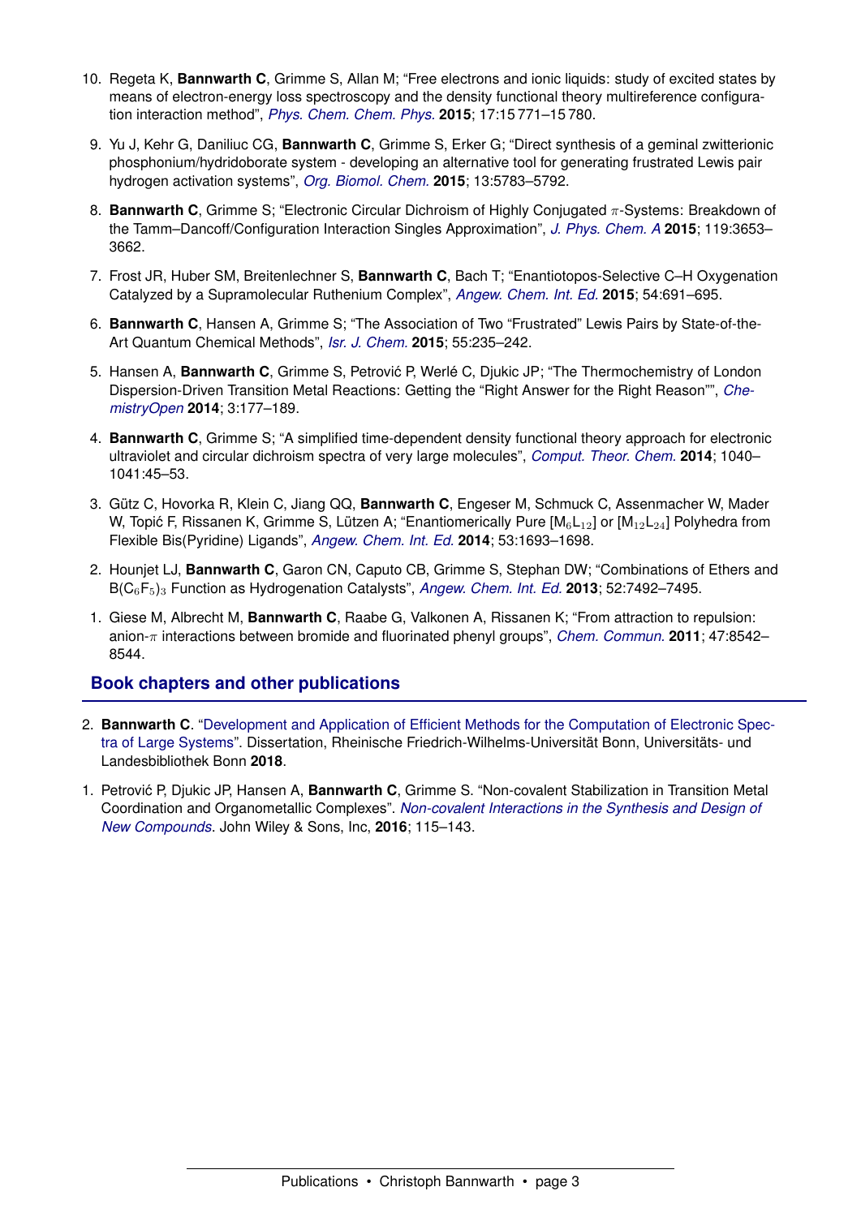10. Regeta K, **Bannwarth C**, Grimme S, Allan M; "Free electrons and ionic liquids: study of excited states by means of electron-energy loss spectroscopy and the density functional theory multireference configuration interaction method", *Phys. Chem. Chem. Phys.* **2015**; 17:15 771–15 780.

9. Yu J, Kehr G, Daniliuc CG, **Bannwarth C**, Grimme S, Erker G; "Direct synthesis of a geminal zwitterionic phosphonium/hydridoborate system - developing an alternative tool for generating frustrated Lewis pair hydrogen activation systems", *Org. Biomol. Chem.* **2015**; 13:5783–5792.

8. **Bannwarth C**, Grimme S; "Electronic Circular Dichroism of Highly Conjugated $\pi$-Systems: Breakdown of the Tamm–Dancoff/Configuration Interaction Singles Approximation", *J. Phys. Chem. A* **2015**; 119:3653–3662.

7. Frost JR, Huber SM, Breitenlechner S, **Bannwarth C**, Bach T; "Enantiotopos-Selective C–H Oxygenation Catalyzed by a Supramolecular Ruthenium Complex", *Angew. Chem. Int. Ed.* **2015**; 54:691–695.

6. **Bannwarth C**, Hansen A, Grimme S; "The Association of Two "Frustrated" Lewis Pairs by State-of-the-Art Quantum Chemical Methods", *Isr. J. Chem.* **2015**; 55:235–242.

5. Hansen A, **Bannwarth C**, Grimme S, Petrović P, Werlé C, Djukic JP; "The Thermochemistry of London Dispersion-Driven Transition Metal Reactions: Getting the "Right Answer for the Right Reason"", *ChemistryOpen* **2014**; 3:177–189.

4. **Bannwarth C**, Grimme S; "A simplified time-dependent density functional theory approach for electronic ultraviolet and circular dichroism spectra of very large molecules", *Comput. Theor. Chem.* **2014**; 1040–1041:45–53.

3. Gütz C, Hovorka R, Klein C, Jiang QQ, **Bannwarth C**, Engeser M, Schmuck C, Assenmacher W, Mader W, Topić F, Rissanen K, Grimme S, Lützen A; "Enantiomerically Pure [$M_6L_{12}$] or [$M_{12}L_{24}$] Polyhedra from Flexible Bis(Pyridine) Ligands", *Angew. Chem. Int. Ed.* **2014**; 53:1693–1698.

2. Hounjet LJ, **Bannwarth C**, Garon CN, Caputo CB, Grimme S, Stephan DW; "Combinations of Ethers and $B(C_6F_5)_3$ Function as Hydrogenation Catalysts", *Angew. Chem. Int. Ed.* **2013**; 52:7492–7495.

1. Giese M, Albrecht M, **Bannwarth C**, Raabe G, Valkonen A, Rissanen K; "From attraction to repulsion: anion-$\pi$ interactions between bromide and fluorinated phenyl groups", *Chem. Commun.* **2011**; 47:8542–8544.

## Book chapters and other publications

2. **Bannwarth C**. "Development and Application of Efficient Methods for the Computation of Electronic Spectra of Large Systems". Dissertation, Rheinische Friedrich-Wilhelms-Universität Bonn, Universitäts- und Landesbibliothek Bonn **2018**.

1. Petrović P, Djukic JP, Hansen A, **Bannwarth C**, Grimme S. "Non-covalent Stabilization in Transition Metal Coordination and Organometallic Complexes". *Non-covalent Interactions in the Synthesis and Design of New Compounds*. John Wiley & Sons, Inc, **2016**; 115–143.